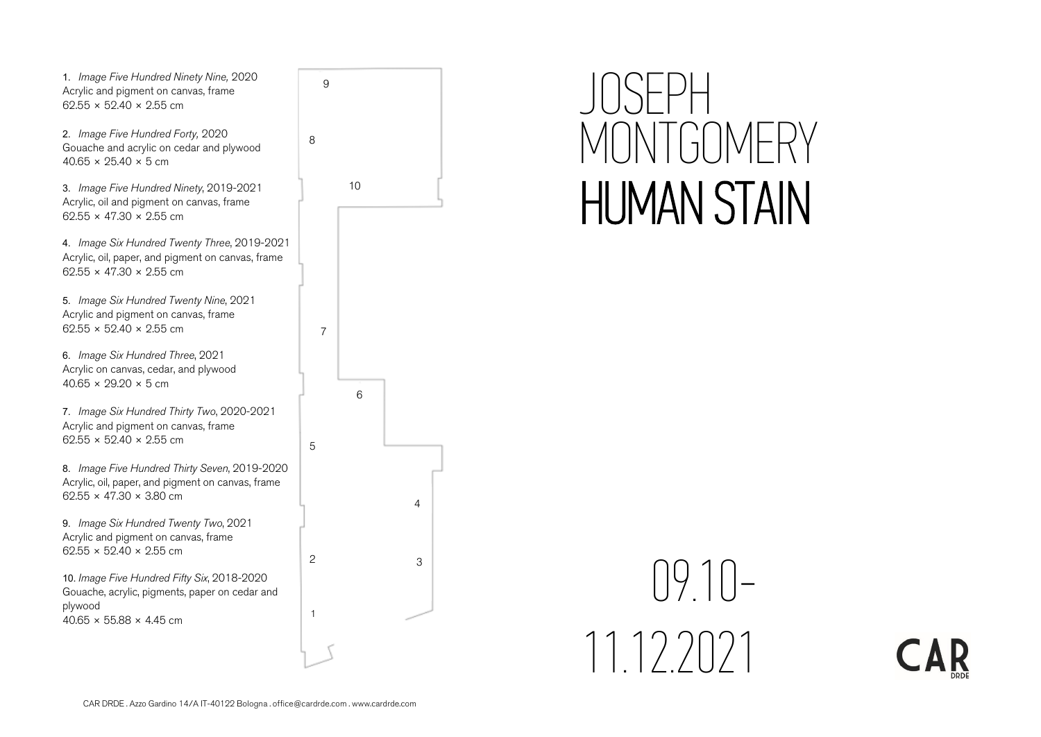# JOSEPH MONTGOMERY

## HUMAN STAIN

09.10–11.12.2021

1. *Image Five Hundred Ninety Nine,* 2020
Acrylic and pigment on canvas, frame
62.55 × 52.40 × 2.55 cm

2. *Image Five Hundred Forty,* 2020
Gouache and acrylic on cedar and plywood
40.65 × 25.40 × 5 cm

3. *Image Five Hundred Ninety*, 2019-2021
Acrylic, oil and pigment on canvas, frame
62.55 × 47.30 × 2.55 cm

4. *Image Six Hundred Twenty Three*, 2019-2021
Acrylic, oil, paper, and pigment on canvas, frame
62.55 × 47.30 × 2.55 cm

5. *Image Six Hundred Twenty Nine*, 2021
Acrylic and pigment on canvas, frame
62.55 × 52.40 × 2.55 cm

6. *Image Six Hundred Three*, 2021
Acrylic on canvas, cedar, and plywood
40.65 × 29.20 × 5 cm

7. *Image Six Hundred Thirty Two*, 2020-2021
Acrylic and pigment on canvas, frame
62.55 × 52.40 × 2.55 cm

8. *Image Five Hundred Thirty Seven*, 2019-2020
Acrylic, oil, paper, and pigment on canvas, frame
62.55 × 47.30 × 3.80 cm

9. *Image Six Hundred Twenty Two*, 2021
Acrylic and pigment on canvas, frame
62.55 × 52.40 × 2.55 cm

10. *Image Five Hundred Fifty Six*, 2018-2020
Gouache, acrylic, pigments, paper on cedar and plywood
40.65 × 55.88 × 4.45 cm

CAR DRDE

CAR DRDE . Azzo Gardino 14/A IT-40122 Bologna . office@cardrde.com . www.cardrde.com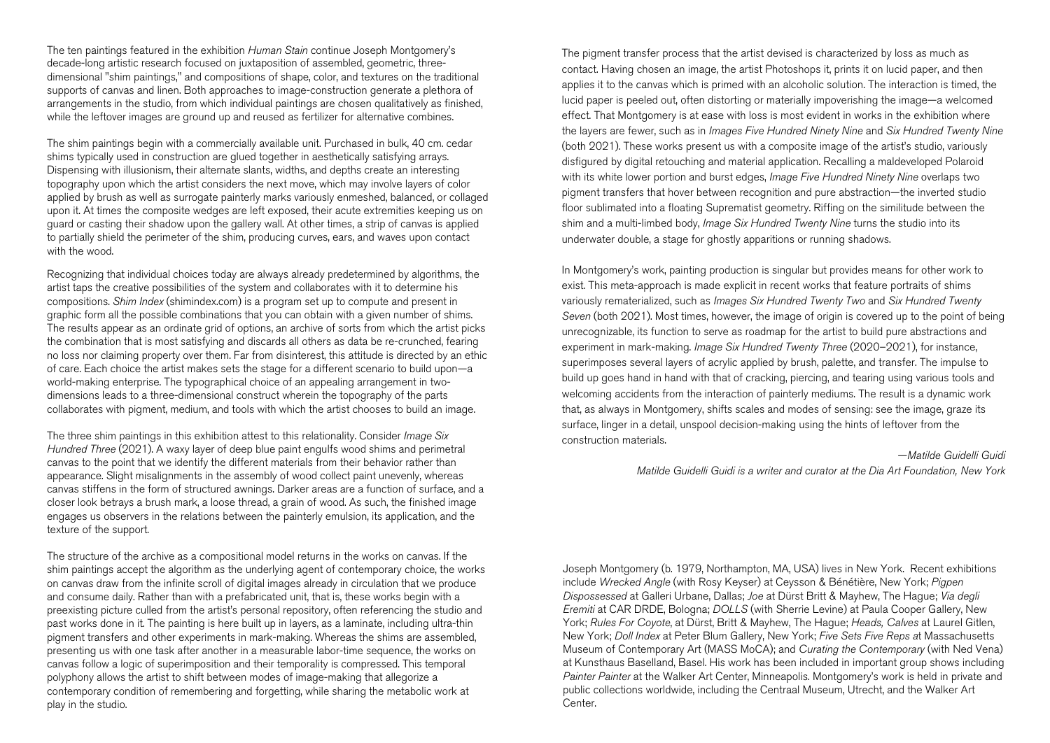The ten paintings featured in the exhibition *Human Stain* continue Joseph Montgomery's decade-long artistic research focused on juxtaposition of assembled, geometric, three-dimensional "shim paintings," and compositions of shape, color, and textures on the traditional supports of canvas and linen. Both approaches to image-construction generate a plethora of arrangements in the studio, from which individual paintings are chosen qualitatively as finished, while the leftover images are ground up and reused as fertilizer for alternative combines.

The shim paintings begin with a commercially available unit. Purchased in bulk, 40 cm. cedar shims typically used in construction are glued together in aesthetically satisfying arrays. Dispensing with illusionism, their alternate slants, widths, and depths create an interesting topography upon which the artist considers the next move, which may involve layers of color applied by brush as well as surrogate painterly marks variously enmeshed, balanced, or collaged upon it. At times the composite wedges are left exposed, their acute extremities keeping us on guard or casting their shadow upon the gallery wall. At other times, a strip of canvas is applied to partially shield the perimeter of the shim, producing curves, ears, and waves upon contact with the wood.

Recognizing that individual choices today are always already predetermined by algorithms, the artist taps the creative possibilities of the system and collaborates with it to determine his compositions. *Shim Index* (shimindex.com) is a program set up to compute and present in graphic form all the possible combinations that you can obtain with a given number of shims. The results appear as an ordinate grid of options, an archive of sorts from which the artist picks the combination that is most satisfying and discards all others as data be re-crunched, fearing no loss nor claiming property over them. Far from disinterest, this attitude is directed by an ethic of care. Each choice the artist makes sets the stage for a different scenario to build upon—a world-making enterprise. The typographical choice of an appealing arrangement in two-dimensions leads to a three-dimensional construct wherein the topography of the parts collaborates with pigment, medium, and tools with which the artist chooses to build an image.

The three shim paintings in this exhibition attest to this relationality. Consider *Image Six Hundred Three* (2021). A waxy layer of deep blue paint engulfs wood shims and perimetral canvas to the point that we identify the different materials from their behavior rather than appearance. Slight misalignments in the assembly of wood collect paint unevenly, whereas canvas stiffens in the form of structured awnings. Darker areas are a function of surface, and a closer look betrays a brush mark, a loose thread, a grain of wood. As such, the finished image engages us observers in the relations between the painterly emulsion, its application, and the texture of the support.

The structure of the archive as a compositional model returns in the works on canvas. If the shim paintings accept the algorithm as the underlying agent of contemporary choice, the works on canvas draw from the infinite scroll of digital images already in circulation that we produce and consume daily. Rather than with a prefabricated unit, that is, these works begin with a preexisting picture culled from the artist's personal repository, often referencing the studio and past works done in it. The painting is here built up in layers, as a laminate, including ultra-thin pigment transfers and other experiments in mark-making. Whereas the shims are assembled, presenting us with one task after another in a measurable labor-time sequence, the works on canvas follow a logic of superimposition and their temporality is compressed. This temporal polyphony allows the artist to shift between modes of image-making that allegorize a contemporary condition of remembering and forgetting, while sharing the metabolic work at play in the studio.

The pigment transfer process that the artist devised is characterized by loss as much as contact. Having chosen an image, the artist Photoshops it, prints it on lucid paper, and then applies it to the canvas which is primed with an alcoholic solution. The interaction is timed, the lucid paper is peeled out, often distorting or materially impoverishing the image—a welcomed effect. That Montgomery is at ease with loss is most evident in works in the exhibition where the layers are fewer, such as in *Images Five Hundred Ninety Nine* and *Six Hundred Twenty Nine* (both 2021). These works present us with a composite image of the artist's studio, variously disfigured by digital retouching and material application. Recalling a maldeveloped Polaroid with its white lower portion and burst edges, *Image Five Hundred Ninety Nine* overlaps two pigment transfers that hover between recognition and pure abstraction—the inverted studio floor sublimated into a floating Suprematist geometry. Riffing on the similitude between the shim and a multi-limbed body, *Image Six Hundred Twenty Nine* turns the studio into its underwater double, a stage for ghostly apparitions or running shadows.

In Montgomery's work, painting production is singular but provides means for other work to exist. This meta-approach is made explicit in recent works that feature portraits of shims variously rematerialized, such as *Images Six Hundred Twenty Two* and *Six Hundred Twenty Seven* (both 2021). Most times, however, the image of origin is covered up to the point of being unrecognizable, its function to serve as roadmap for the artist to build pure abstractions and experiment in mark-making. *Image Six Hundred Twenty Three* (2020–2021), for instance, superimposes several layers of acrylic applied by brush, palette, and transfer. The impulse to build up goes hand in hand with that of cracking, piercing, and tearing using various tools and welcoming accidents from the interaction of painterly mediums. The result is a dynamic work that, as always in Montgomery, shifts scales and modes of sensing: see the image, graze its surface, linger in a detail, unspool decision-making using the hints of leftover from the construction materials.

*—Matilde Guidelli Guidi*
*Matilde Guidelli Guidi is a writer and curator at the Dia Art Foundation, New York*

Joseph Montgomery (b. 1979, Northampton, MA, USA) lives in New York. Recent exhibitions include *Wrecked Angle* (with Rosy Keyser) at Ceysson & Bénétière, New York; *Pigpen Dispossessed* at Galleri Urbane, Dallas; *Joe* at Dürst Britt & Mayhew, The Hague; *Via degli Eremiti* at CAR DRDE, Bologna; *DOLLS* (with Sherrie Levine) at Paula Cooper Gallery, New York; *Rules For Coyote*, at Dürst, Britt & Mayhew, The Hague; *Heads, Calves* at Laurel Gitlen, New York; *Doll Index* at Peter Blum Gallery, New York; *Five Sets Five Reps* at Massachusetts Museum of Contemporary Art (MASS MoCA); and *Curating the Contemporary* (with Ned Vena) at Kunsthaus Baselland, Basel. His work has been included in important group shows including *Painter Painter* at the Walker Art Center, Minneapolis. Montgomery's work is held in private and public collections worldwide, including the Centraal Museum, Utrecht, and the Walker Art Center.